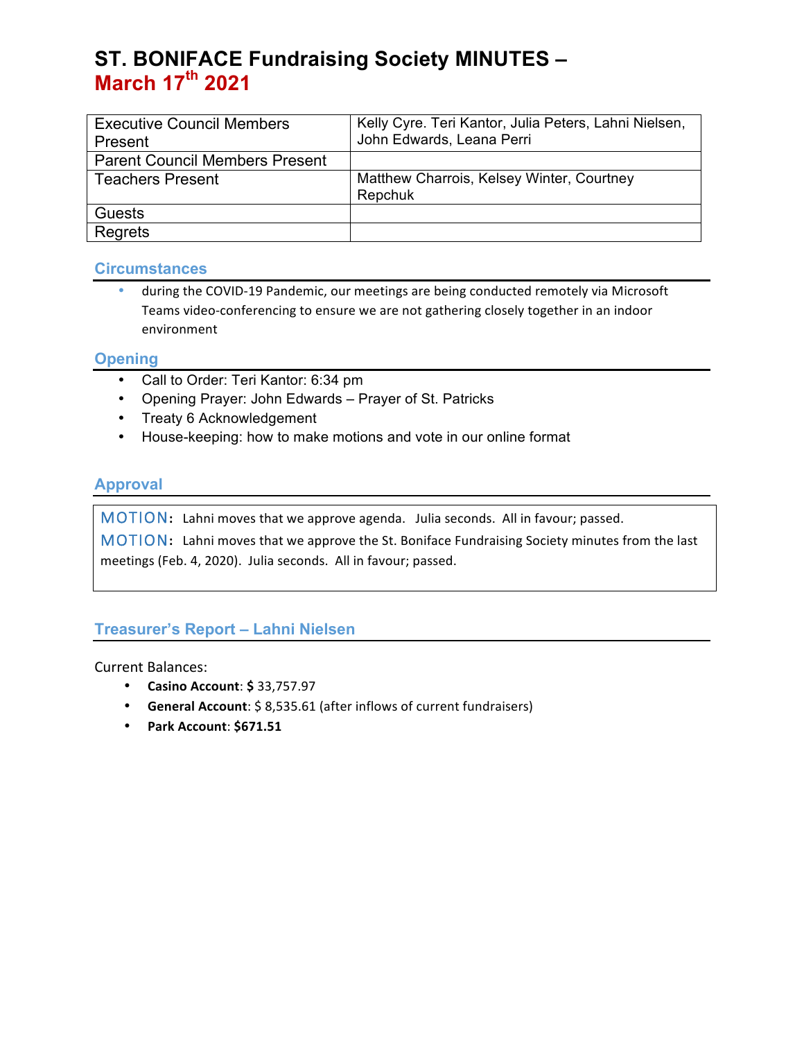# ST. BONIFACE Fundraising Society MINUTES – March 17th 2021

| | |
|---|---|
| Executive Council Members Present | Kelly Cyre. Teri Kantor, Julia Peters, Lahni Nielsen, John Edwards, Leana Perri |
| Parent Council Members Present | |
| Teachers Present | Matthew Charrois, Kelsey Winter, Courtney Repchuk |
| Guests | |
| Regrets | |

## Circumstances

- during the COVID-19 Pandemic, our meetings are being conducted remotely via Microsoft Teams video-conferencing to ensure we are not gathering closely together in an indoor environment

## Opening

- Call to Order: Teri Kantor: 6:34 pm
- Opening Prayer: John Edwards – Prayer of St. Patricks
- Treaty 6 Acknowledgement
- House-keeping: how to make motions and vote in our online format

## Approval

MOTION: Lahni moves that we approve agenda. Julia seconds. All in favour; passed.

MOTION: Lahni moves that we approve the St. Boniface Fundraising Society minutes from the last meetings (Feb. 4, 2020). Julia seconds. All in favour; passed.

## Treasurer's Report – Lahni Nielsen

Current Balances:

- **Casino Account**: **$** 33,757.97
- **General Account**: $ 8,535.61 (after inflows of current fundraisers)
- **Park Account**: **$671.51**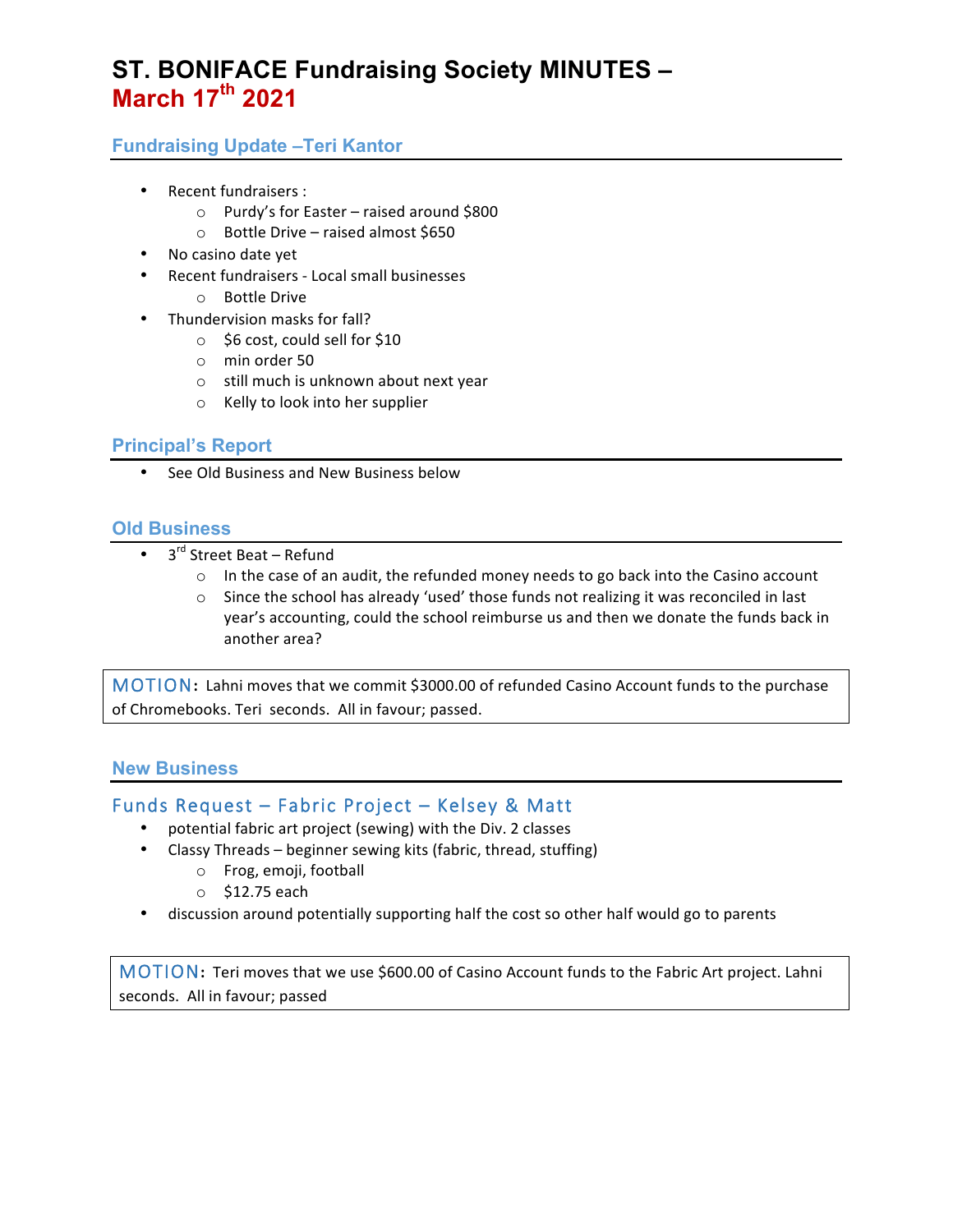# ST. BONIFACE Fundraising Society MINUTES – March 17th 2021

## Fundraising Update –Teri Kantor

- Recent fundraisers :
  - Purdy's for Easter – raised around $800
  - Bottle Drive – raised almost $650
- No casino date yet
- Recent fundraisers - Local small businesses
  - Bottle Drive
- Thundervision masks for fall?
  - $6 cost, could sell for $10
  - min order 50
  - still much is unknown about next year
  - Kelly to look into her supplier

## Principal's Report

- See Old Business and New Business below

## Old Business

- 3rd Street Beat – Refund
  - In the case of an audit, the refunded money needs to go back into the Casino account
  - Since the school has already 'used' those funds not realizing it was reconciled in last year's accounting, could the school reimburse us and then we donate the funds back in another area?

**MOTION:** Lahni moves that we commit $3000.00 of refunded Casino Account funds to the purchase of Chromebooks. Teri seconds. All in favour; passed.

## New Business

### Funds Request – Fabric Project – Kelsey & Matt

- potential fabric art project (sewing) with the Div. 2 classes
- Classy Threads – beginner sewing kits (fabric, thread, stuffing)
  - Frog, emoji, football
  - $12.75 each
- discussion around potentially supporting half the cost so other half would go to parents

**MOTION:** Teri moves that we use $600.00 of Casino Account funds to the Fabric Art project. Lahni seconds. All in favour; passed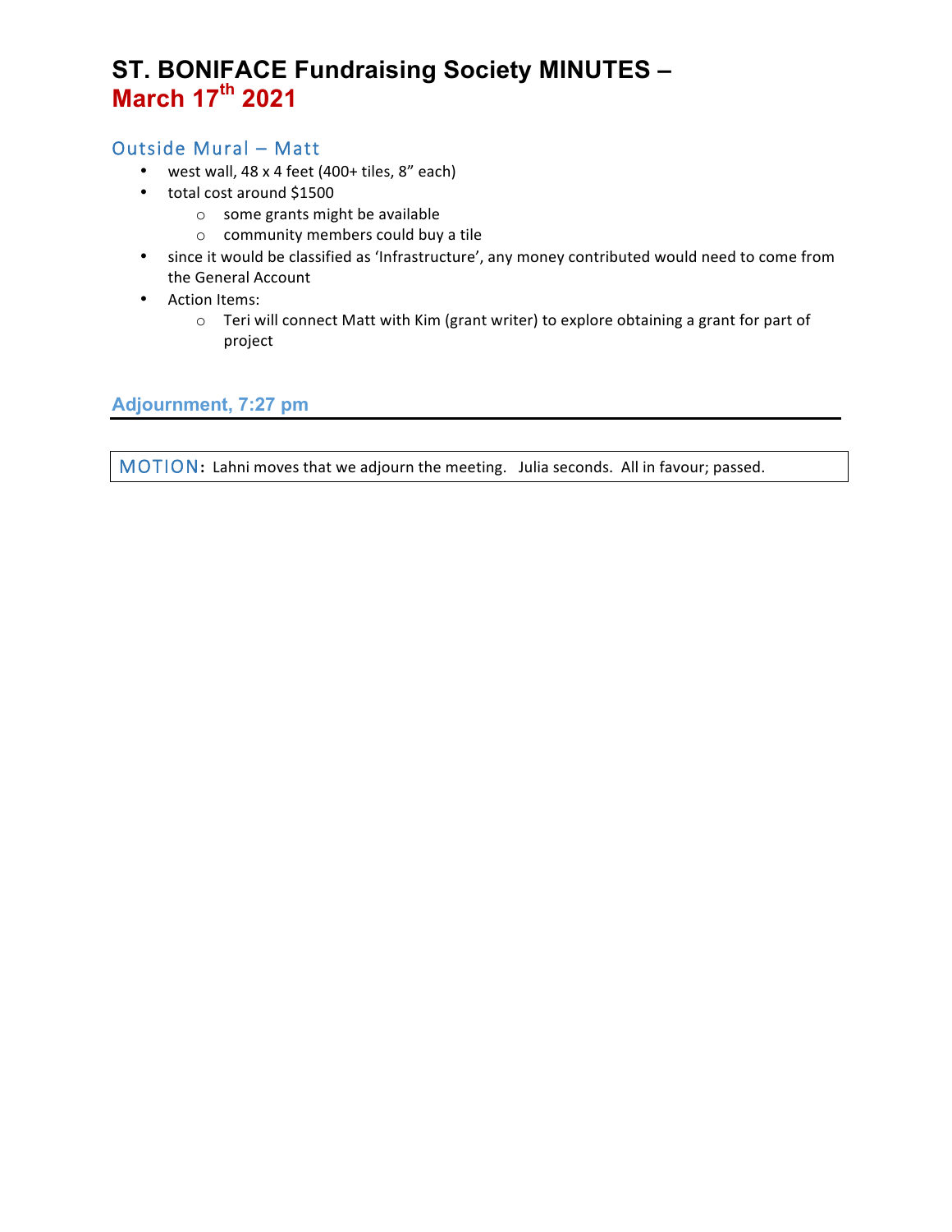# ST. BONIFACE Fundraising Society MINUTES – March 17th 2021

## Outside Mural – Matt

- west wall, 48 x 4 feet (400+ tiles, 8" each)
- total cost around $1500
  - some grants might be available
  - community members could buy a tile
- since it would be classified as 'Infrastructure', any money contributed would need to come from the General Account
- Action Items:
  - Teri will connect Matt with Kim (grant writer) to explore obtaining a grant for part of project

## Adjournment, 7:27 pm

**MOTION**: Lahni moves that we adjourn the meeting. Julia seconds. All in favour; passed.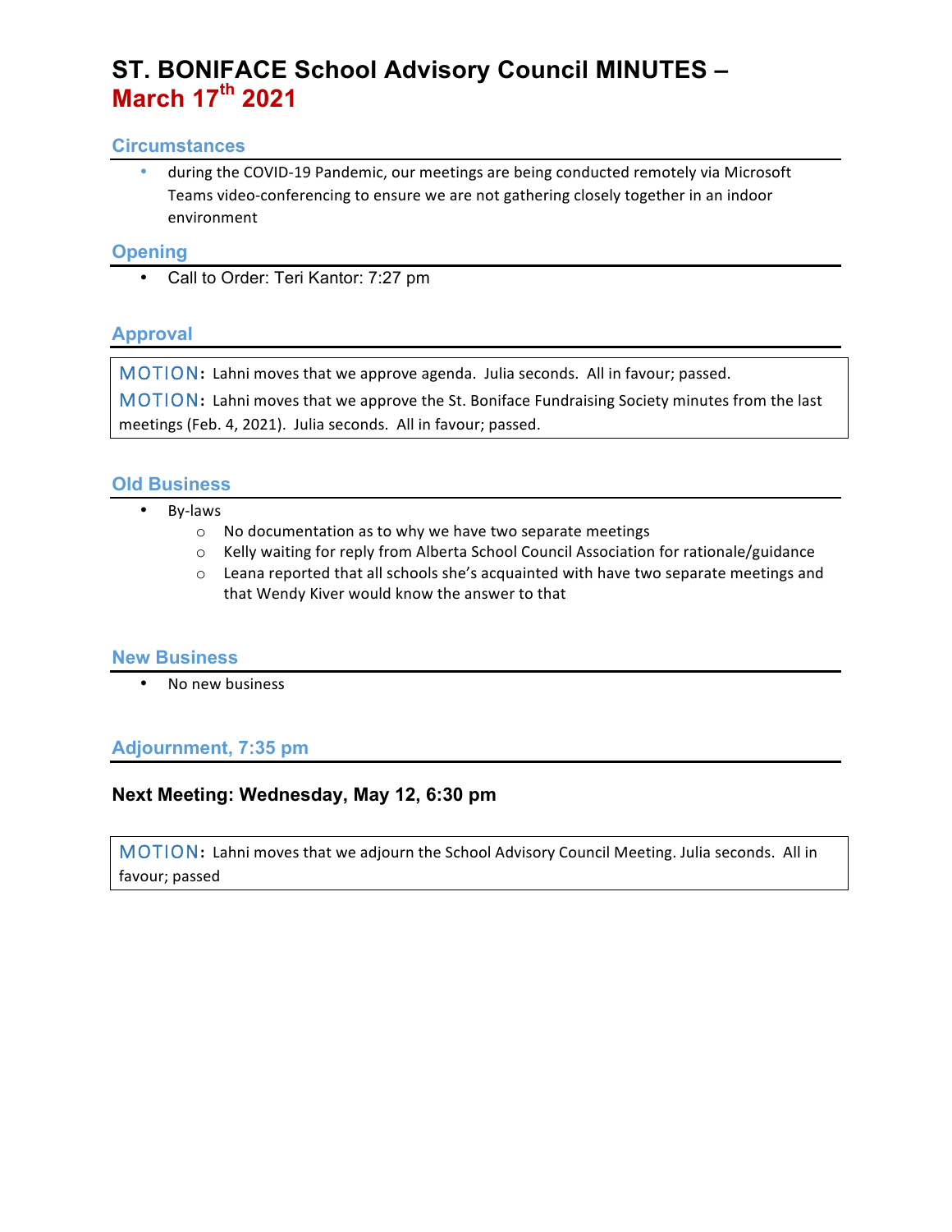# ST. BONIFACE School Advisory Council MINUTES – March 17th 2021

## Circumstances

- during the COVID-19 Pandemic, our meetings are being conducted remotely via Microsoft Teams video-conferencing to ensure we are not gathering closely together in an indoor environment

## Opening

- Call to Order: Teri Kantor: 7:27 pm

## Approval

MOTION: Lahni moves that we approve agenda. Julia seconds. All in favour; passed.

MOTION: Lahni moves that we approve the St. Boniface Fundraising Society minutes from the last meetings (Feb. 4, 2021). Julia seconds. All in favour; passed.

## Old Business

- By-laws
    - No documentation as to why we have two separate meetings
    - Kelly waiting for reply from Alberta School Council Association for rationale/guidance
    - Leana reported that all schools she's acquainted with have two separate meetings and that Wendy Kiver would know the answer to that

## New Business

- No new business

## Adjournment, 7:35 pm

**Next Meeting: Wednesday, May 12, 6:30 pm**

MOTION: Lahni moves that we adjourn the School Advisory Council Meeting. Julia seconds. All in favour; passed